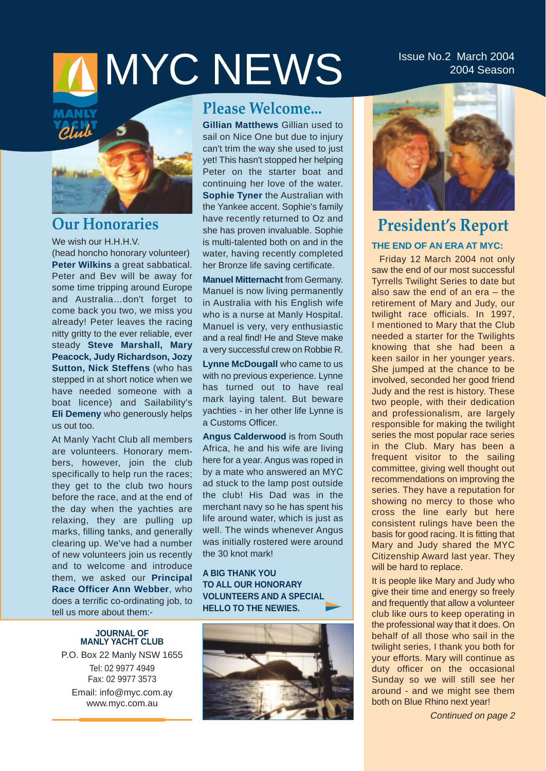# MYC NEWS

Issue No.2 March 2004
2004 Season

## Our Honoraries

We wish our H.H.H.V. (head honcho honorary volunteer) **Peter Wilkins** a great sabbatical. Peter and Bev will be away for some time tripping around Europe and Australia...don't forget to come back you two, we miss you already! Peter leaves the racing nitty gritty to the ever reliable, ever steady **Steve Marshall, Mary Peacock, Judy Richardson, Jozy Sutton, Nick Steffens** (who has stepped in at short notice when we have needed someone with a boat licence) and Sailability's **Eli Demeny** who generously helps us out too.

At Manly Yacht Club all members are volunteers. Honorary members, however, join the club specifically to help run the races; they get to the club two hours before the race, and at the end of the day when the yachties are relaxing, they are pulling up marks, filling tanks, and generally clearing up. We've had a number of new volunteers join us recently and to welcome and introduce them, we asked our **Principal Race Officer Ann Webber**, who does a terrific co-ordinating job, to tell us more about them:-

## Please Welcome...

**Gillian Matthews** Gillian used to sail on Nice One but due to injury can't trim the way she used to just yet! This hasn't stopped her helping Peter on the starter boat and continuing her love of the water. **Sophie Tyner** the Australian with the Yankee accent. Sophie's family have recently returned to Oz and she has proven invaluable. Sophie is multi-talented both on and in the water, having recently completed her Bronze life saving certificate.

**Manuel Mitternacht** from Germany. Manuel is now living permanently in Australia with his English wife who is a nurse at Manly Hospital. Manuel is very, very enthusiastic and a real find! He and Steve make a very successful crew on Robbie R.

**Lynne McDougall** who came to us with no previous experience. Lynne has turned out to have real mark laying talent. But beware yachties - in her other life Lynne is a Customs Officer.

**Angus Calderwood** is from South Africa, he and his wife are living here for a year. Angus was roped in by a mate who answered an MYC ad stuck to the lamp post outside the club! His Dad was in the merchant navy so he has spent his life around water, which is just as well. The winds whenever Angus was initially rostered were around the 30 knot mark!

**A BIG THANK YOU TO ALL OUR HONORARY VOLUNTEERS AND A SPECIAL HELLO TO THE NEWIES.**

## President's Report

**THE END OF AN ERA AT MYC:**

Friday 12 March 2004 not only saw the end of our most successful Tyrrells Twilight Series to date but also saw the end of an era – the retirement of Mary and Judy, our twilight race officials. In 1997, I mentioned to Mary that the Club needed a starter for the Twilights knowing that she had been a keen sailor in her younger years. She jumped at the chance to be involved, seconded her good friend Judy and the rest is history. These two people, with their dedication and professionalism, are largely responsible for making the twilight series the most popular race series in the Club. Mary has been a frequent visitor to the sailing committee, giving well thought out recommendations on improving the series. They have a reputation for showing no mercy to those who cross the line early but here consistent rulings have been the basis for good racing. It is fitting that Mary and Judy shared the MYC Citizenship Award last year. They will be hard to replace.

It is people like Mary and Judy who give their time and energy so freely and frequently that allow a volunteer club like ours to keep operating in the professional way that it does. On behalf of all those who sail in the twilight series, I thank you both for your efforts. Mary will continue as duty officer on the occasional Sunday so we will still see her around - and we might see them both on Blue Rhino next year!

*Continued on page 2*

**JOURNAL OF MANLY YACHT CLUB**
P.O. Box 22 Manly NSW 1655
Tel: 02 9977 4949
Fax: 02 9977 3573
Email: info@myc.com.ay
www.myc.com.au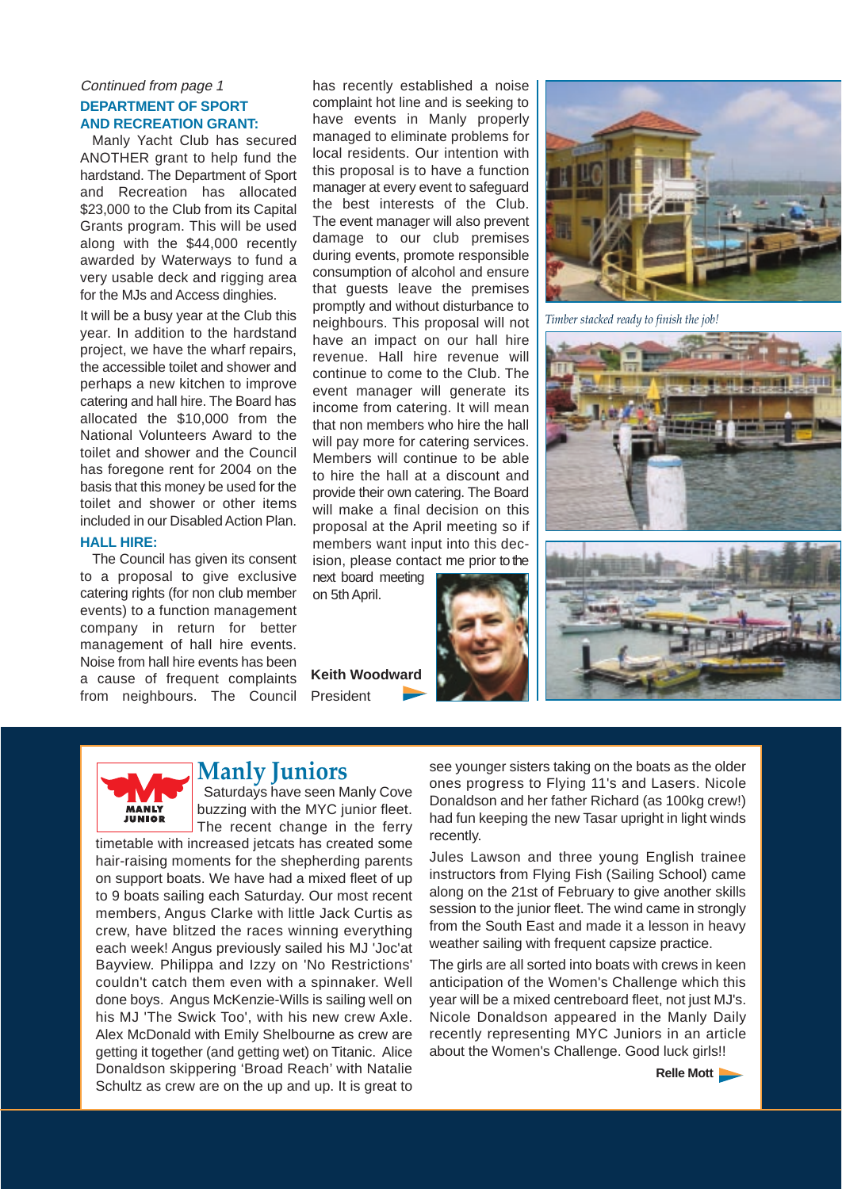*Continued from page 1*

**DEPARTMENT OF SPORT AND RECREATION GRANT:**

Manly Yacht Club has secured ANOTHER grant to help fund the hardstand. The Department of Sport and Recreation has allocated $23,000 to the Club from its Capital Grants program. This will be used along with the $44,000 recently awarded by Waterways to fund a very usable deck and rigging area for the MJs and Access dinghies.

It will be a busy year at the Club this year. In addition to the hardstand project, we have the wharf repairs, the accessible toilet and shower and perhaps a new kitchen to improve catering and hall hire. The Board has allocated the $10,000 from the National Volunteers Award to the toilet and shower and the Council has foregone rent for 2004 on the basis that this money be used for the toilet and shower or other items included in our Disabled Action Plan.

**HALL HIRE:**

The Council has given its consent to a proposal to give exclusive catering rights (for non club member events) to a function management company in return for better management of hall hire events. Noise from hall hire events has been a cause of frequent complaints from neighbours. The Council has recently established a noise complaint hot line and is seeking to have events in Manly properly managed to eliminate problems for local residents. Our intention with this proposal is to have a function manager at every event to safeguard the best interests of the Club. The event manager will also prevent damage to our club premises during events, promote responsible consumption of alcohol and ensure that guests leave the premises promptly and without disturbance to neighbours. This proposal will not have an impact on our hall hire revenue. Hall hire revenue will continue to come to the Club. The event manager will generate its income from catering. It will mean that non members who hire the hall will pay more for catering services. Members will continue to be able to hire the hall at a discount and provide their own catering. The Board will make a final decision on this proposal at the April meeting so if members want input into this decision, please contact me prior to the next board meeting on 5th April.

**Keith Woodward**
President

*Timber stacked ready to finish the job!*

## Manly Juniors

Saturdays have seen Manly Cove buzzing with the MYC junior fleet. The recent change in the ferry timetable with increased jetcats has created some hair-raising moments for the shepherding parents on support boats. We have had a mixed fleet of up to 9 boats sailing each Saturday. Our most recent members, Angus Clarke with little Jack Curtis as crew, have blitzed the races winning everything each week! Angus previously sailed his MJ 'Joc'at Bayview. Philippa and Izzy on 'No Restrictions' couldn't catch them even with a spinnaker. Well done boys. Angus McKenzie-Wills is sailing well on his MJ 'The Swick Too', with his new crew Axle. Alex McDonald with Emily Shelbourne as crew are getting it together (and getting wet) on Titanic. Alice Donaldson skippering 'Broad Reach' with Natalie Schultz as crew are on the up and up. It is great to see younger sisters taking on the boats as the older ones progress to Flying 11's and Lasers. Nicole Donaldson and her father Richard (as 100kg crew!) had fun keeping the new Tasar upright in light winds recently.

Jules Lawson and three young English trainee instructors from Flying Fish (Sailing School) came along on the 21st of February to give another skills session to the junior fleet. The wind came in strongly from the South East and made it a lesson in heavy weather sailing with frequent capsize practice.

The girls are all sorted into boats with crews in keen anticipation of the Women's Challenge which this year will be a mixed centreboard fleet, not just MJ's. Nicole Donaldson appeared in the Manly Daily recently representing MYC Juniors in an article about the Women's Challenge. Good luck girls!!

**Relle Mott**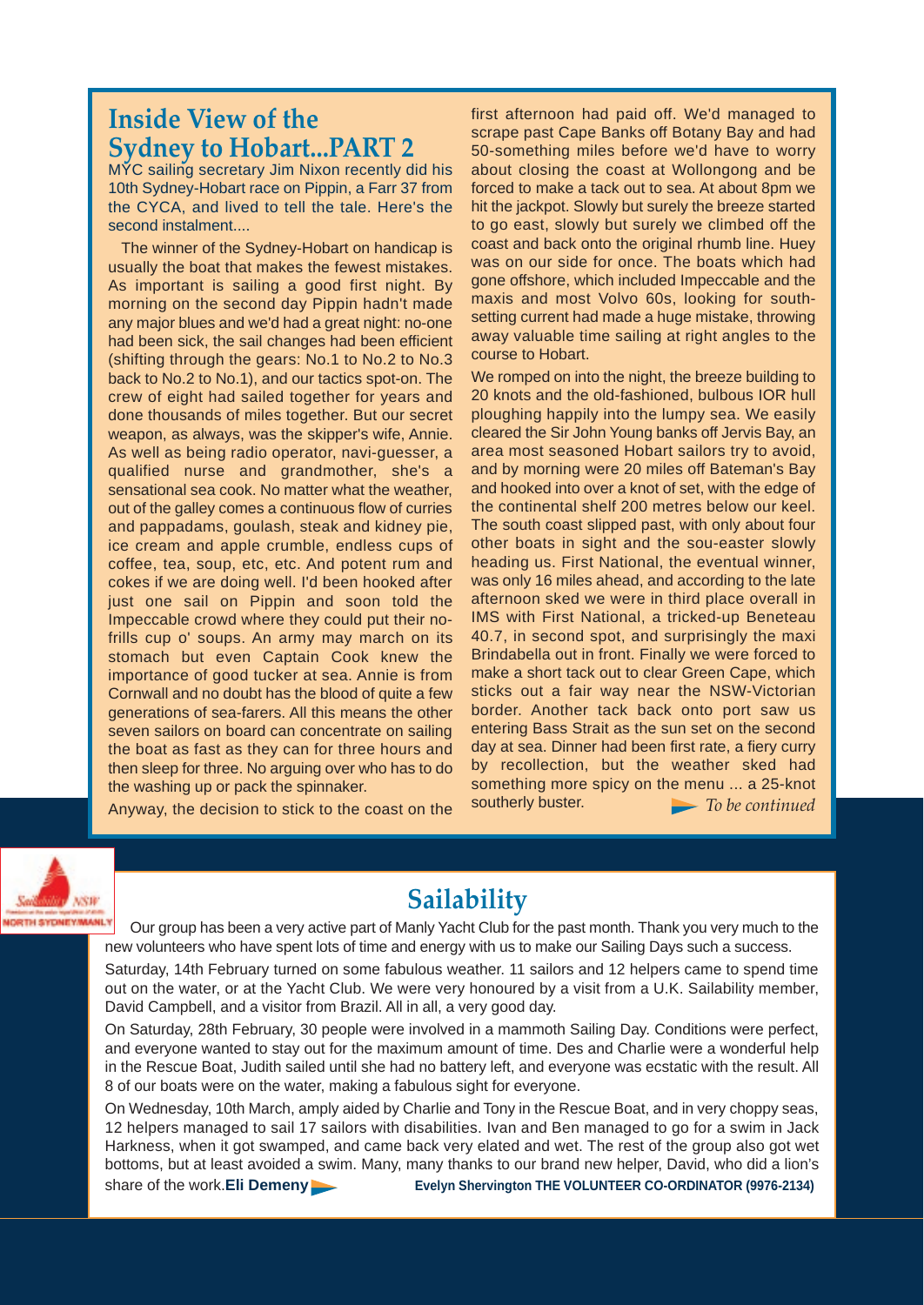## Inside View of the Sydney to Hobart...PART 2

MYC sailing secretary Jim Nixon recently did his 10th Sydney-Hobart race on Pippin, a Farr 37 from the CYCA, and lived to tell the tale. Here's the second instalment....

The winner of the Sydney-Hobart on handicap is usually the boat that makes the fewest mistakes. As important is sailing a good first night. By morning on the second day Pippin hadn't made any major blues and we'd had a great night: no-one had been sick, the sail changes had been efficient (shifting through the gears: No.1 to No.2 to No.3 back to No.2 to No.1), and our tactics spot-on. The crew of eight had sailed together for years and done thousands of miles together. But our secret weapon, as always, was the skipper's wife, Annie. As well as being radio operator, navi-guesser, a qualified nurse and grandmother, she's a sensational sea cook. No matter what the weather, out of the galley comes a continuous flow of curries and pappadams, goulash, steak and kidney pie, ice cream and apple crumble, endless cups of coffee, tea, soup, etc, etc. And potent rum and cokes if we are doing well. I'd been hooked after just one sail on Pippin and soon told the Impeccable crowd where they could put their no-frills cup o' soups. An army may march on its stomach but even Captain Cook knew the importance of good tucker at sea. Annie is from Cornwall and no doubt has the blood of quite a few generations of sea-farers. All this means the other seven sailors on board can concentrate on sailing the boat as fast as they can for three hours and then sleep for three. No arguing over who has to do the washing up or pack the spinnaker.

Anyway, the decision to stick to the coast on the first afternoon had paid off. We'd managed to scrape past Cape Banks off Botany Bay and had 50-something miles before we'd have to worry about closing the coast at Wollongong and be forced to make a tack out to sea. At about 8pm we hit the jackpot. Slowly but surely the breeze started to go east, slowly but surely we climbed off the coast and back onto the original rhumb line. Huey was on our side for once. The boats which had gone offshore, which included Impeccable and the maxis and most Volvo 60s, looking for south-setting current had made a huge mistake, throwing away valuable time sailing at right angles to the course to Hobart.

We romped on into the night, the breeze building to 20 knots and the old-fashioned, bulbous IOR hull ploughing happily into the lumpy sea. We easily cleared the Sir John Young banks off Jervis Bay, an area most seasoned Hobart sailors try to avoid, and by morning were 20 miles off Bateman's Bay and hooked into over a knot of set, with the edge of the continental shelf 200 metres below our keel. The south coast slipped past, with only about four other boats in sight and the sou-easter slowly heading us. First National, the eventual winner, was only 16 miles ahead, and according to the late afternoon sked we were in third place overall in IMS with First National, a tricked-up Beneteau 40.7, in second spot, and surprisingly the maxi Brindabella out in front. Finally we were forced to make a short tack out to clear Green Cape, which sticks out a fair way near the NSW-Victorian border. Another tack back onto port saw us entering Bass Strait as the sun set on the second day at sea. Dinner had been first rate, a fiery curry by recollection, but the weather sked had something more spicy on the menu ... a 25-knot southerly buster.

*To be continued*

## Sailability

Our group has been a very active part of Manly Yacht Club for the past month. Thank you very much to the new volunteers who have spent lots of time and energy with us to make our Sailing Days such a success.

Saturday, 14th February turned on some fabulous weather. 11 sailors and 12 helpers came to spend time out on the water, or at the Yacht Club. We were very honoured by a visit from a U.K. Sailability member, David Campbell, and a visitor from Brazil. All in all, a very good day.

On Saturday, 28th February, 30 people were involved in a mammoth Sailing Day. Conditions were perfect, and everyone wanted to stay out for the maximum amount of time. Des and Charlie were a wonderful help in the Rescue Boat, Judith sailed until she had no battery left, and everyone was ecstatic with the result. All 8 of our boats were on the water, making a fabulous sight for everyone.

On Wednesday, 10th March, amply aided by Charlie and Tony in the Rescue Boat, and in very choppy seas, 12 helpers managed to sail 17 sailors with disabilities. Ivan and Ben managed to go for a swim in Jack Harkness, when it got swamped, and came back very elated and wet. The rest of the group also got wet bottoms, but at least avoided a swim. Many, many thanks to our brand new helper, David, who did a lion's share of the work. **Eli Demeny**

**Evelyn Shervington THE VOLUNTEER CO-ORDINATOR (9976-2134)**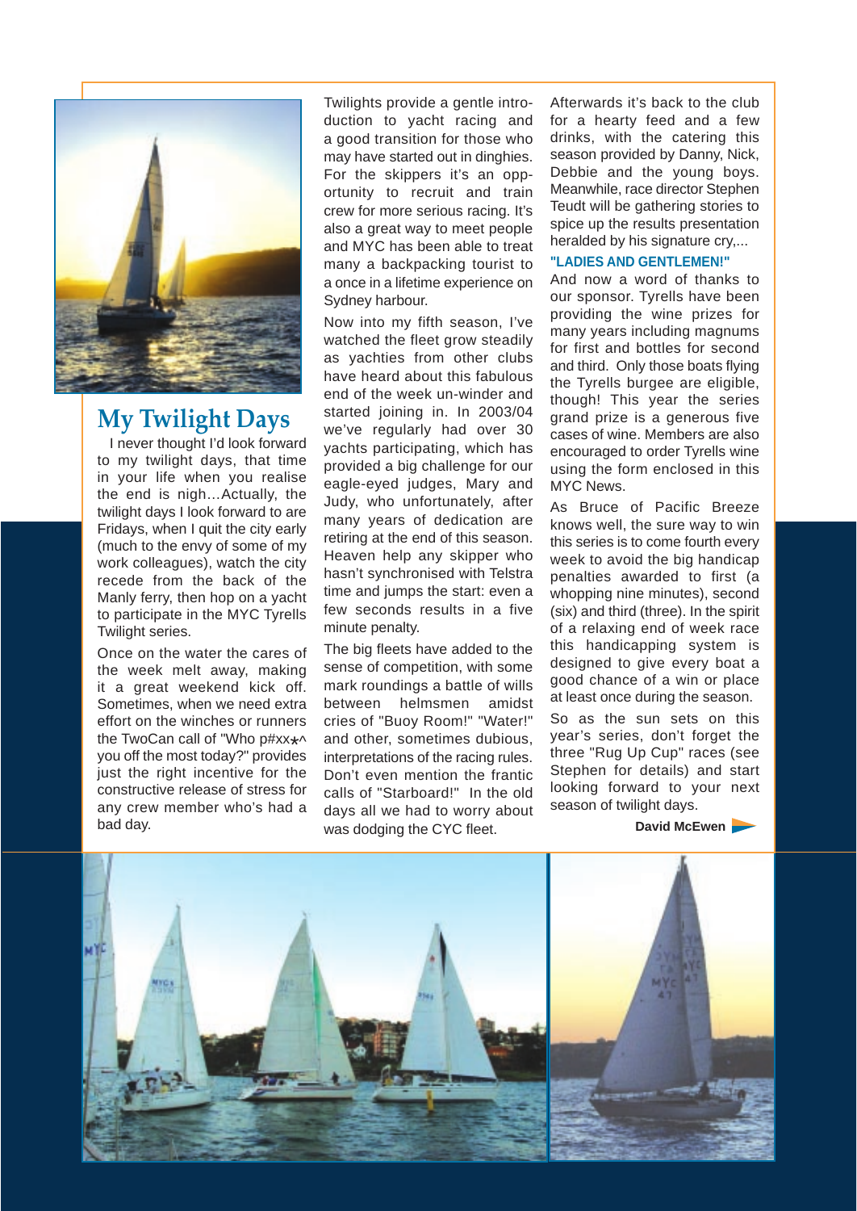# My Twilight Days

I never thought I'd look forward to my twilight days, that time in your life when you realise the end is nigh…Actually, the twilight days I look forward to are Fridays, when I quit the city early (much to the envy of some of my work colleagues), watch the city recede from the back of the Manly ferry, then hop on a yacht to participate in the MYC Tyrells Twilight series.

Once on the water the cares of the week melt away, making it a great weekend kick off. Sometimes, when we need extra effort on the winches or runners the TwoCan call of "Who p#xx*^ you off the most today?" provides just the right incentive for the constructive release of stress for any crew member who's had a bad day.

Twilights provide a gentle introduction to yacht racing and a good transition for those who may have started out in dinghies. For the skippers it's an opportunity to recruit and train crew for more serious racing. It's also a great way to meet people and MYC has been able to treat many a backpacking tourist to a once in a lifetime experience on Sydney harbour.

Now into my fifth season, I've watched the fleet grow steadily as yachties from other clubs have heard about this fabulous end of the week un-winder and started joining in. In 2003/04 we've regularly had over 30 yachts participating, which has provided a big challenge for our eagle-eyed judges, Mary and Judy, who unfortunately, after many years of dedication are retiring at the end of this season. Heaven help any skipper who hasn't synchronised with Telstra time and jumps the start: even a few seconds results in a five minute penalty.

The big fleets have added to the sense of competition, with some mark roundings a battle of wills between helmsmen amidst cries of "Buoy Room!" "Water!" and other, sometimes dubious, interpretations of the racing rules. Don't even mention the frantic calls of "Starboard!" In the old days all we had to worry about was dodging the CYC fleet.

Afterwards it's back to the club for a hearty feed and a few drinks, with the catering this season provided by Danny, Nick, Debbie and the young boys. Meanwhile, race director Stephen Teudt will be gathering stories to spice up the results presentation heralded by his signature cry,...

**"LADIES AND GENTLEMEN!"**

And now a word of thanks to our sponsor. Tyrells have been providing the wine prizes for many years including magnums for first and bottles for second and third. Only those boats flying the Tyrells burgee are eligible, though! This year the series grand prize is a generous five cases of wine. Members are also encouraged to order Tyrells wine using the form enclosed in this MYC News.

As Bruce of Pacific Breeze knows well, the sure way to win this series is to come fourth every week to avoid the big handicap penalties awarded to first (a whopping nine minutes), second (six) and third (three). In the spirit of a relaxing end of week race this handicapping system is designed to give every boat a good chance of a win or place at least once during the season.

So as the sun sets on this year's series, don't forget the three "Rug Up Cup" races (see Stephen for details) and start looking forward to your next season of twilight days.

**David McEwen**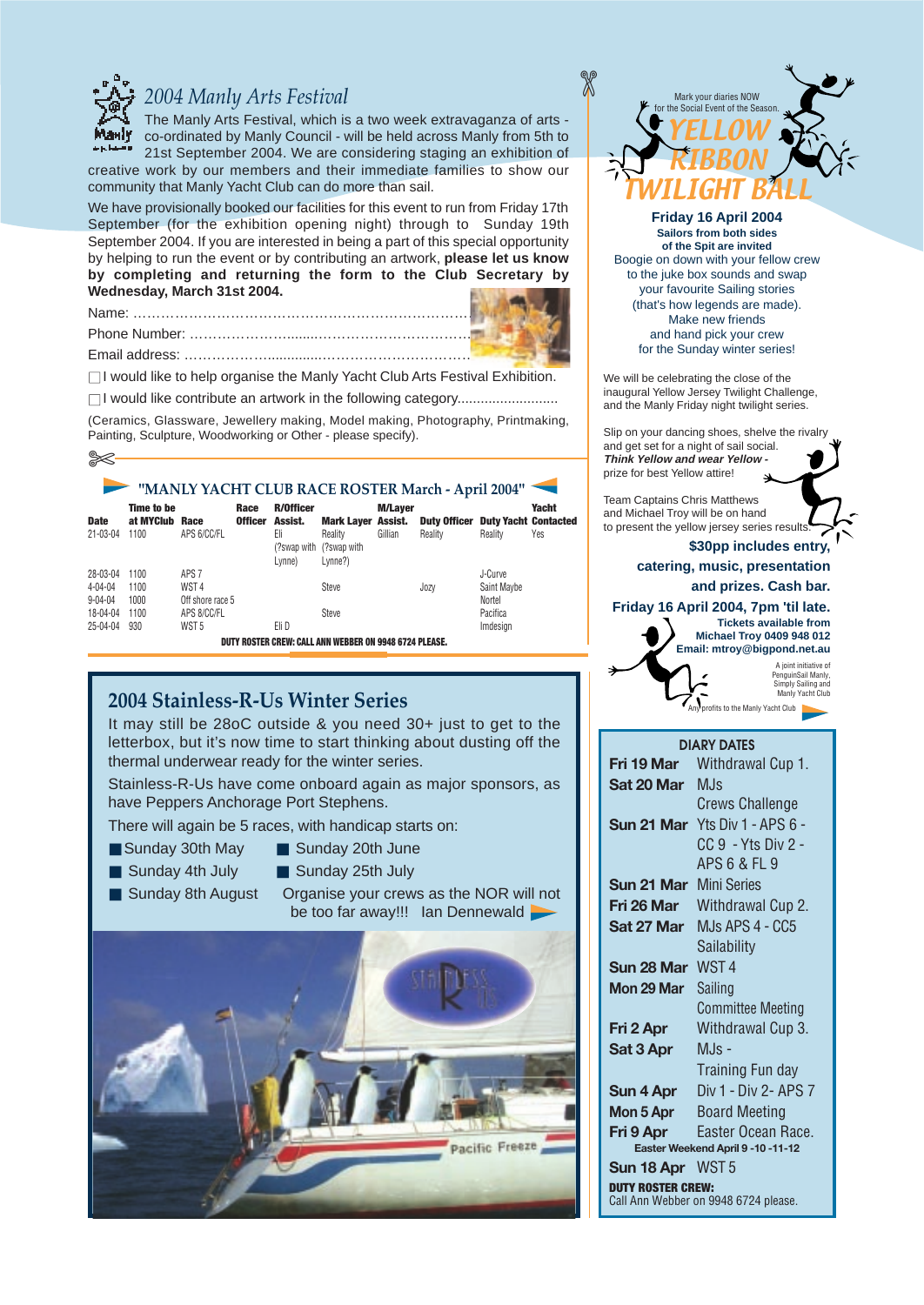## 2004 Manly Arts Festival

The Manly Arts Festival, which is a two week extravaganza of arts - co-ordinated by Manly Council - will be held across Manly from 5th to 21st September 2004. We are considering staging an exhibition of creative work by our members and their immediate families to show our community that Manly Yacht Club can do more than sail.

We have provisionally booked our facilities for this event to run from Friday 17th September (for the exhibition opening night) through to Sunday 19th September 2004. If you are interested in being a part of this special opportunity by helping to run the event or by contributing an artwork, **please let us know by completing and returning the form to the Club Secretary by Wednesday, March 31st 2004.**

Name: ……………………………………………………………………

Phone Number: ……………………………………………………………

Email address: ……………………………………………………………

☐ I would like to help organise the Manly Yacht Club Arts Festival Exhibition.

☐ I would like contribute an artwork in the following category..........................

(Ceramics, Glassware, Jewellery making, Model making, Photography, Printmaking, Painting, Sculpture, Woodworking or Other - please specify).

## "MANLY YACHT CLUB RACE ROSTER March - April 2004"

| Date | Time to be at MYClub | Race | Race Officer | R/Officer Assist. | Mark Layer | M/Layer Assist. | Duty Officer | Duty Yacht | Yacht Contacted |
|---|---|---|---|---|---|---|---|---|---|
| 21-03-04 | 1100 | APS 6/CC/FL | | Eli (?swap with Lynne) | Reality (?swap with Lynne?) | Gillian | Reality | Reality | Yes |
| 28-03-04 | 1100 | APS 7 | | | | | | J-Curve | |
| 4-04-04 | 1100 | WST 4 | | | Steve | | Jozy | Saint Maybe | |
| 9-04-04 | 1000 | Off shore race 5 | | | | | | Nortel | |
| 18-04-04 | 1100 | APS 8/CC/FL | | | Steve | | | Pacifica | |
| 25-04-04 | 930 | WST 5 | | Eli D | | | | Imdesign | |

DUTY ROSTER CREW: CALL ANN WEBBER ON 9948 6724 PLEASE.

## 2004 Stainless-R-Us Winter Series

It may still be 28oC outside & you need 30+ just to get to the letterbox, but it's now time to start thinking about dusting off the thermal underwear ready for the winter series.

Stainless-R-Us have come onboard again as major sponsors, as have Peppers Anchorage Port Stephens.

There will again be 5 races, with handicap starts on:

- Sunday 30th May
- Sunday 20th June
- Sunday 4th July
- Sunday 25th July
- Sunday 8th August

Organise your crews as the NOR will not be too far away!!! Ian Dennewald

Mark your diaries NOW for the Social Event of the Season.

## YELLOW RIBBON TWILIGHT BALL

**Friday 16 April 2004**

**Sailors from both sides of the Spit are invited**

Boogie on down with your fellow crew to the juke box sounds and swap your favourite Sailing stories (that's how legends are made). Make new friends and hand pick your crew for the Sunday winter series!

We will be celebrating the close of the inaugural Yellow Jersey Twilight Challenge, and the Manly Friday night twilight series.

Slip on your dancing shoes, shelve the rivalry and get set for a night of sail social. ***Think Yellow and wear Yellow*** - prize for best Yellow attire!

Team Captains Chris Matthews and Michael Troy will be on hand to present the yellow jersey series results.

**$30pp includes entry, catering, music, presentation and prizes. Cash bar.**

**Friday 16 April 2004, 7pm 'til late.**

**Tickets available from Michael Troy 0409 948 012**

**Email: mtroy@bigpond.net.au**

A joint initiative of PenguinSail Manly, Simply Sailing and Manly Yacht Club

Any profits to the Manly Yacht Club

## DIARY DATES

| | |
|---|---|
| **Fri 19 Mar** | Withdrawal Cup 1. |
| **Sat 20 Mar** | MJs Crews Challenge |
| **Sun 21 Mar** | Yts Div 1 - APS 6 - CC 9 - Yts Div 2 - APS 6 & FL 9 |
| **Sun 21 Mar** | Mini Series |
| **Fri 26 Mar** | Withdrawal Cup 2. |
| **Sat 27 Mar** | MJs APS 4 - CC5 Sailability |
| **Sun 28 Mar** | WST 4 |
| **Mon 29 Mar** | Sailing Committee Meeting |
| **Fri 2 Apr** | Withdrawal Cup 3. |
| **Sat 3 Apr** | MJs - Training Fun day |
| **Sun 4 Apr** | Div 1 - Div 2- APS 7 |
| **Mon 5 Apr** | Board Meeting |
| **Fri 9 Apr** | Easter Ocean Race. |

**Easter Weekend April 9 -10 -11-12**

| | |
|---|---|
| **Sun 18 Apr** | WST 5 |

**DUTY ROSTER CREW:** Call Ann Webber on 9948 6724 please.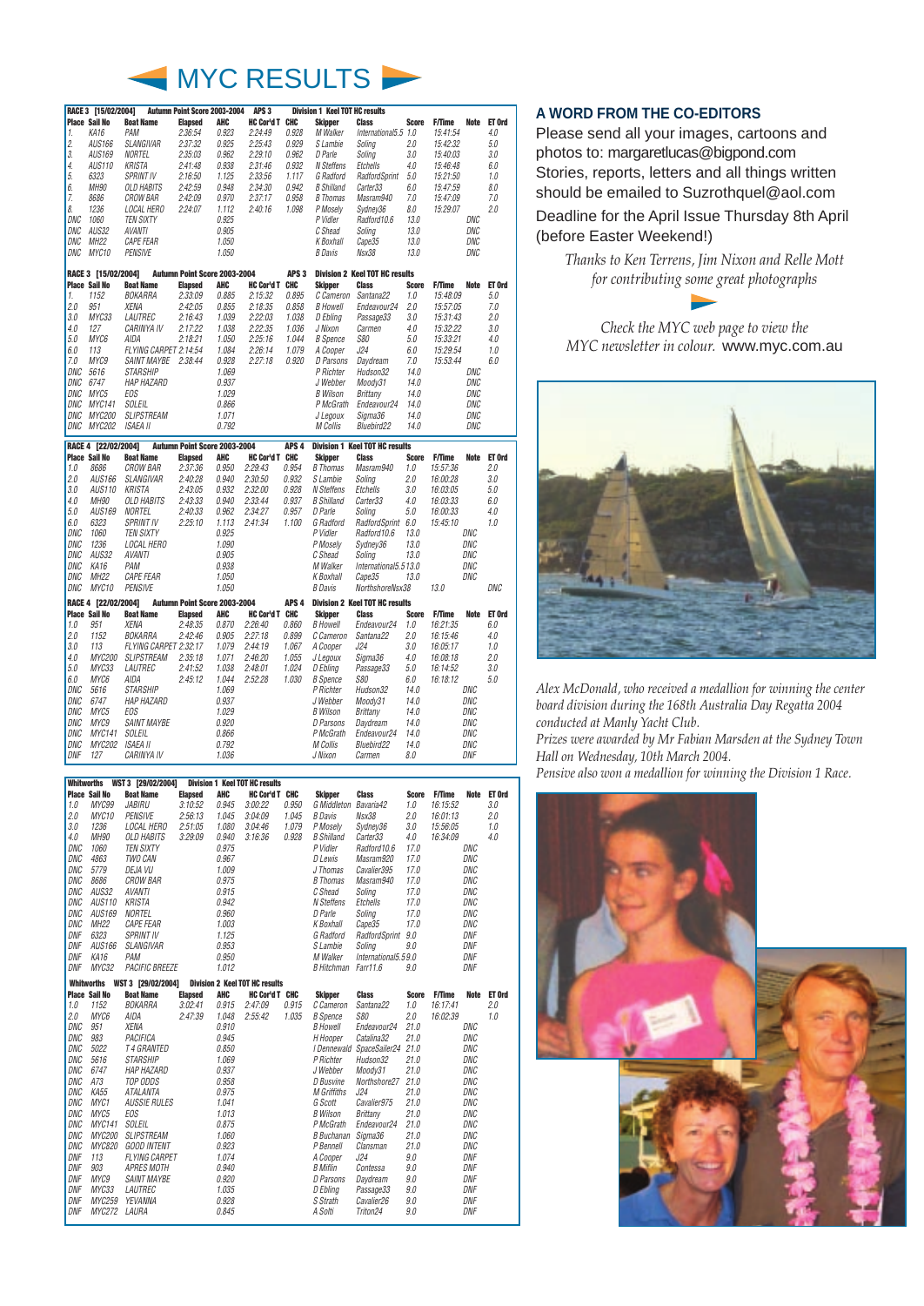# MYC RESULTS

**RACE 3 [15/02/2004] Autumn Point Score 2003-2004 APS 3 Division 1 Keel TOT HC results**

| Place | Sail No | Boat Name | Elapsed | AHC | HC Cor'd T | CHC | Skipper | Class | Score | F/Time | Note | ET Ord |
|---|---|---|---|---|---|---|---|---|---|---|---|---|
| 1. | KA16 | PAM | 2:36:54 | 0.923 | 2:24:49 | 0.928 | M Walker | International5.5 | 1.0 | 15:41:54 | | 4.0 |
| 2. | AUS166 | SLANGIVAR | 2:37:32 | 0.925 | 2:25:43 | 0.929 | S Lambie | Soling | 2.0 | 15:42:32 | | 5.0 |
| 3. | AUS169 | NORTEL | 2:35:03 | 0.962 | 2:29:10 | 0.962 | D Parle | Soling | 3.0 | 15:40:03 | | 3.0 |
| 4. | AUS110 | KRISTA | 2:41:48 | 0.938 | 2:31:46 | 0.932 | N Steffens | Etchells | 4.0 | 15:46:48 | | 6.0 |
| 5. | 6323 | SPRINT IV | 2:16:50 | 1.125 | 2:33:56 | 1.117 | G Radford | RadfordSprint | 5.0 | 15:21:50 | | 1.0 |
| 6. | MH90 | OLD HABITS | 2:42:59 | 0.948 | 2:34:30 | 0.942 | B Shilland | Carter33 | 6.0 | 15:47:59 | | 8.0 |
| 7. | 8686 | CROW BAR | 2:42:09 | 0.970 | 2:37:17 | 0.958 | B Thomas | Masram940 | 7.0 | 15:47:09 | | 7.0 |
| 8. | 1236 | LOCAL HERO | 2:24:07 | 1.112 | 2:40:16 | 1.098 | P Mosely | Sydney36 | 8.0 | 15:29:07 | | 2.0 |
| DNC | 1060 | TEN SIXTY | | 0.925 | | | P Vidler | Radford10.6 | 13.0 | | DNC | |
| DNC | AUS32 | AVANTI | | 0.905 | | | C Shead | Soling | 13.0 | | DNC | |
| DNC | MH22 | CAPE FEAR | | 1.050 | | | K Boxhall | Cape35 | 13.0 | | DNC | |
| DNC | MYC10 | PENSIVE | | 1.050 | | | B Davis | Nsx38 | 13.0 | | DNC | |

**RACE 3 [15/02/2004] Autumn Point Score 2003-2004 APS 3 Division 2 Keel TOT HC results**

| Place | Sail No | Boat Name | Elapsed | AHC | HC Cor'd T | CHC | Skipper | Class | Score | F/Time | Note | ET Ord |
|---|---|---|---|---|---|---|---|---|---|---|---|---|
| 1. | 1152 | BOKARRA | 2:33:09 | 0.885 | 2:15:32 | 0.895 | C Cameron | Santana22 | 1.0 | 15:48:09 | | 5.0 |
| 2.0 | 951 | XENA | 2:42:05 | 0.855 | 2:18:35 | 0.858 | B Howell | Endeavour24 | 2.0 | 15:57:05 | | 7.0 |
| 3.0 | MYC33 | LAUTREC | 2:16:43 | 1.039 | 2:22:03 | 1.038 | D Ebling | Passage33 | 3.0 | 15:31:43 | | 2.0 |
| 4.0 | 127 | CARINYA IV | 2:17:22 | 1.038 | 2:22:35 | 1.036 | J Nixon | Carmen | 4.0 | 15:32:22 | | 3.0 |
| 5.0 | MYC6 | AIDA | 2:18:21 | 1.050 | 2:25:16 | 1.044 | B Spence | S80 | 5.0 | 15:33:21 | | 4.0 |
| 6.0 | 113 | FLYING CARPET | 2:14:54 | 1.084 | 2:26:14 | 1.079 | A Cooper | J24 | 6.0 | 15:29:54 | | 1.0 |
| 7.0 | MYC9 | SAINT MAYBE | 2:38:44 | 0.928 | 2:27:18 | 0.920 | D Parsons | Daydream | 7.0 | 15:53:44 | | 6.0 |
| DNC | 5616 | STARSHIP | | 1.069 | | | P Richter | Hudson32 | 14.0 | | DNC | |
| DNC | 6747 | HAP HAZARD | | 0.937 | | | J Webber | Moody31 | 14.0 | | DNC | |
| DNC | MYC5 | EOS | | 1.029 | | | B Wilson | Brittany | 14.0 | | DNC | |
| DNC | MYC141 | SOLEIL | | 0.866 | | | P McGrath | Endeavour24 | 14.0 | | DNC | |
| DNC | MYC200 | SLIPSTREAM | | 1.071 | | | J Legoux | Sigma36 | 14.0 | | DNC | |
| DNC | MYC202 | ISAEA II | | 0.792 | | | M Collis | Bluebird22 | 14.0 | | DNC | |

**RACE 4 [22/02/2004] Autumn Point Score 2003-2004 APS 4 Division 1 Keel TOT HC results**

| Place | Sail No | Boat Name | Elapsed | AHC | HC Cor'd T | CHC | Skipper | Class | Score | F/Time | Note | ET Ord |
|---|---|---|---|---|---|---|---|---|---|---|---|---|
| 1.0 | 8686 | CROW BAR | 2:37:36 | 0.950 | 2:29:43 | 0.954 | B Thomas | Masram940 | 1.0 | 15:57:36 | | 2.0 |
| 2.0 | AUS166 | SLANGIVAR | 2:40:28 | 0.940 | 2:30:50 | 0.932 | S Lambie | Soling | 2.0 | 16:00:28 | | 3.0 |
| 3.0 | AUS110 | KRISTA | 2:43:05 | 0.932 | 2:32:00 | 0.928 | N Steffens | Etchells | 3.0 | 16:03:05 | | 5.0 |
| 4.0 | MH90 | OLD HABITS | 2:43:33 | 0.940 | 2:33:44 | 0.937 | B Shilland | Carter33 | 4.0 | 16:03:33 | | 6.0 |
| 5.0 | AUS169 | NORTEL | 2:40:33 | 0.962 | 2:34:27 | 0.957 | D Parle | Soling | 5.0 | 16:00:33 | | 4.0 |
| 6.0 | 6323 | SPRINT IV | 2:25:10 | 1.113 | 2:41:34 | 1.100 | G Radford | RadfordSprint | 6.0 | 15:45:10 | | 1.0 |
| DNC | 1060 | TEN SIXTY | | 0.925 | | | P Vidler | Radford10.6 | 13.0 | | DNC | |
| DNC | 1236 | LOCAL HERO | | 1.090 | | | P Mosely | Sydney36 | 13.0 | | DNC | |
| DNC | AUS32 | AVANTI | | 0.905 | | | C Shead | Soling | 13.0 | | DNC | |
| DNC | KA16 | PAM | | 0.938 | | | M Walker | International5.5 | 13.0 | | DNC | |
| DNC | MH22 | CAPE FEAR | | 1.050 | | | K Boxhall | Cape35 | 13.0 | | DNC | |
| DNC | MYC10 | PENSIVE | | 1.050 | | | B Davis | NorthshoreNsx38 | 13.0 | | DNC | |

**RACE 4 [22/02/2004] Autumn Point Score 2003-2004 APS 4 Division 2 Keel TOT HC results**

| Place | Sail No | Boat Name | Elapsed | AHC | HC Cor'd T | CHC | Skipper | Class | Score | F/Time | Note | ET Ord |
|---|---|---|---|---|---|---|---|---|---|---|---|---|
| 1.0 | 951 | XENA | 2:48:35 | 0.870 | 2:26:40 | 0.860 | B Howell | Endeavour24 | 1.0 | 16:21:35 | | 6.0 |
| 2.0 | 1152 | BOKARRA | 2:42:46 | 0.905 | 2:27:18 | 0.899 | C Cameron | Santana22 | 2.0 | 16:15:46 | | 4.0 |
| 3.0 | 113 | FLYING CARPET | 2:32:17 | 1.079 | 2:44:19 | 1.067 | A Cooper | J24 | 3.0 | 16:05:17 | | 1.0 |
| 4.0 | MYC200 | SLIPSTREAM | 2:35:18 | 1.071 | 2:46:20 | 1.055 | J Legoux | Sigma36 | 4.0 | 16:08:18 | | 2.0 |
| 5.0 | MYC33 | LAUTREC | 2:41:52 | 1.038 | 2:48:01 | 1.024 | D Ebling | Passage33 | 5.0 | 16:14:52 | | 3.0 |
| 6.0 | MYC6 | AIDA | 2:45:12 | 1.044 | 2:52:28 | 1.030 | B Spence | S80 | 6.0 | 16:18:12 | | 5.0 |
| DNC | 5616 | STARSHIP | | 1.069 | | | P Richter | Hudson32 | 14.0 | | DNC | |
| DNC | 6747 | HAP HAZARD | | 0.937 | | | J Webber | Moody31 | 14.0 | | DNC | |
| DNC | MYC5 | EOS | | 1.029 | | | B Wilson | Brittany | 14.0 | | DNC | |
| DNC | MYC9 | SAINT MAYBE | | 0.920 | | | D Parsons | Daydream | 14.0 | | DNC | |
| DNC | MYC141 | SOLEIL | | 0.866 | | | P McGrath | Endeavour24 | 14.0 | | DNC | |
| DNC | MYC202 | ISAEA II | | 0.792 | | | M Collis | Bluebird22 | 14.0 | | DNC | |
| DNF | 127 | CARINYA IV | | 1.036 | | | J Nixon | Carmen | 8.0 | | DNF | |

**Whitworths WST 3 [29/02/2004] Division 1 Keel TOT HC results**

| Place | Sail No | Boat Name | Elapsed | AHC | HC Cor'd T | CHC | Skipper | Class | Score | F/Time | Note | ET Ord |
|---|---|---|---|---|---|---|---|---|---|---|---|---|
| 1.0 | MYC99 | JABIRU | 3:10:52 | 0.945 | 3:00:22 | 0.950 | G Middleton | Bavaria42 | 1.0 | 16:15:52 | | 3.0 |
| 2.0 | MYC10 | PENSIVE | 2:56:13 | 1.045 | 3:04:09 | 1.045 | B Davis | Nsx38 | 2.0 | 16:01:13 | | 2.0 |
| 3.0 | 1236 | LOCAL HERO | 2:51:05 | 1.080 | 3:04:46 | 1.079 | P Mosely | Sydney36 | 3.0 | 15:56:05 | | 1.0 |
| 4.0 | MH90 | OLD HABITS | 3:29:09 | 0.940 | 3:16:36 | 0.928 | B Shilland | Carter33 | 4.0 | 16:34:09 | | 4.0 |
| DNC | 1060 | TEN SIXTY | | 0.975 | | | P Vidler | Radford10.6 | 17.0 | | DNC | |
| DNC | 4863 | TWO CAN | | 0.967 | | | D Lewis | Masram920 | 17.0 | | DNC | |
| DNC | 5779 | DEJA VU | | 1.009 | | | J Thomas | Cavalier395 | 17.0 | | DNC | |
| DNC | 8686 | CROW BAR | | 0.975 | | | B Thomas | Masram940 | 17.0 | | DNC | |
| DNC | AUS32 | AVANTI | | 0.915 | | | C Shead | Soling | 17.0 | | DNC | |
| DNC | AUS110 | KRISTA | | 0.942 | | | N Steffens | Etchells | 17.0 | | DNC | |
| DNC | AUS169 | NORTEL | | 0.960 | | | D Parle | Soling | 17.0 | | DNC | |
| DNC | MH22 | CAPE FEAR | | 1.003 | | | K Boxhall | Cape35 | 17.0 | | DNC | |
| DNF | 6323 | SPRINT IV | | 1.125 | | | G Radford | RadfordSprint | 9.0 | | DNF | |
| DNF | AUS166 | SLANGIVAR | | 0.953 | | | S Lambie | Soling | 9.0 | | DNF | |
| DNF | KA16 | PAM | | 0.950 | | | M Walker | International5.5 | 9.0 | | DNF | |
| DNF | MYC32 | PACIFIC BREEZE | | 1.012 | | | B Hitchman | Farr11.6 | 9.0 | | DNF | |

**Whitworths WST 3 [29/02/2004] Division 2 Keel TOT HC results**

| Place | Sail No | Boat Name | Elapsed | AHC | HC Cor'd T | CHC | Skipper | Class | Score | F/Time | Note | ET Ord |
|---|---|---|---|---|---|---|---|---|---|---|---|---|
| 1.0 | 1152 | BOKARRA | 3:02:41 | 0.915 | 2:47:09 | 0.915 | C Cameron | Santana22 | 1.0 | 16:17:41 | | 2.0 |
| 2.0 | MYC6 | AIDA | 2:47:39 | 1.048 | 2:55:42 | 1.035 | B Spence | S80 | 2.0 | 16:02:39 | | 1.0 |
| DNC | 951 | XENA | | 0.910 | | | B Howell | Endeavour24 | 21.0 | | DNC | |
| DNC | 983 | PACIFICA | | 0.945 | | | H Hooper | Catalina32 | 21.0 | | DNC | |
| DNC | 5022 | T 4 GRANTED | | 0.850 | | | I Dennewald | SpaceSailer24 | 21.0 | | DNC | |
| DNC | 5616 | STARSHIP | | 1.069 | | | P Richter | Hudson32 | 21.0 | | DNC | |
| DNC | 6747 | HAP HAZARD | | 0.937 | | | J Webber | Moody31 | 21.0 | | DNC | |
| DNC | A73 | TOP ODDS | | 0.958 | | | D Busvine | Northshore27 | 21.0 | | DNC | |
| DNC | KA55 | ATALANTA | | 0.975 | | | M Griffiths | J24 | 21.0 | | DNC | |
| DNC | MYC1 | AUSSIE RULES | | 1.041 | | | G Scott | Cavalier975 | 21.0 | | DNC | |
| DNC | MYC5 | EOS | | 1.013 | | | B Wilson | Brittany | 21.0 | | DNC | |
| DNC | MYC141 | SOLEIL | | 0.875 | | | P McGrath | Endeavour24 | 21.0 | | DNC | |
| DNC | MYC200 | SLIPSTREAM | | 1.060 | | | B Buchanan | Sigma36 | 21.0 | | DNC | |
| DNC | MYC820 | GOOD INTENT | | 0.923 | | | P Bennell | Clansman | 21.0 | | DNC | |
| DNF | 113 | FLYING CARPET | | 1.074 | | | A Cooper | J24 | 9.0 | | DNF | |
| DNF | 903 | APRES MOTH | | 0.940 | | | B Miflin | Contessa | 9.0 | | DNF | |
| DNF | MYC9 | SAINT MAYBE | | 0.920 | | | D Parsons | Daydream | 9.0 | | DNF | |
| DNF | MYC33 | LAUTREC | | 1.035 | | | D Ebling | Passage33 | 9.0 | | DNF | |
| DNF | MYC259 | YEVANNA | | 0.928 | | | S Strath | Cavalier26 | 9.0 | | DNF | |
| DNF | MYC272 | LAURA | | 0.845 | | | A Solti | Triton24 | 9.0 | | DNF | |

## A WORD FROM THE CO-EDITORS

Please send all your images, cartoons and photos to: margaretlucas@bigpond.com

Stories, reports, letters and all things written should be emailed to Suzrothquel@aol.com

Deadline for the April Issue Thursday 8th April (before Easter Weekend!)

*Thanks to Ken Terrens, Jim Nixon and Relle Mott for contributing some great photographs*

*Check the MYC web page to view the MYC newsletter in colour.* www.myc.com.au

*Alex McDonald, who received a medallion for winning the center board division during the 168th Australia Day Regatta 2004 conducted at Manly Yacht Club.*

*Prizes were awarded by Mr Fabian Marsden at the Sydney Town Hall on Wednesday, 10th March 2004.*

*Pensive also won a medallion for winning the Division 1 Race.*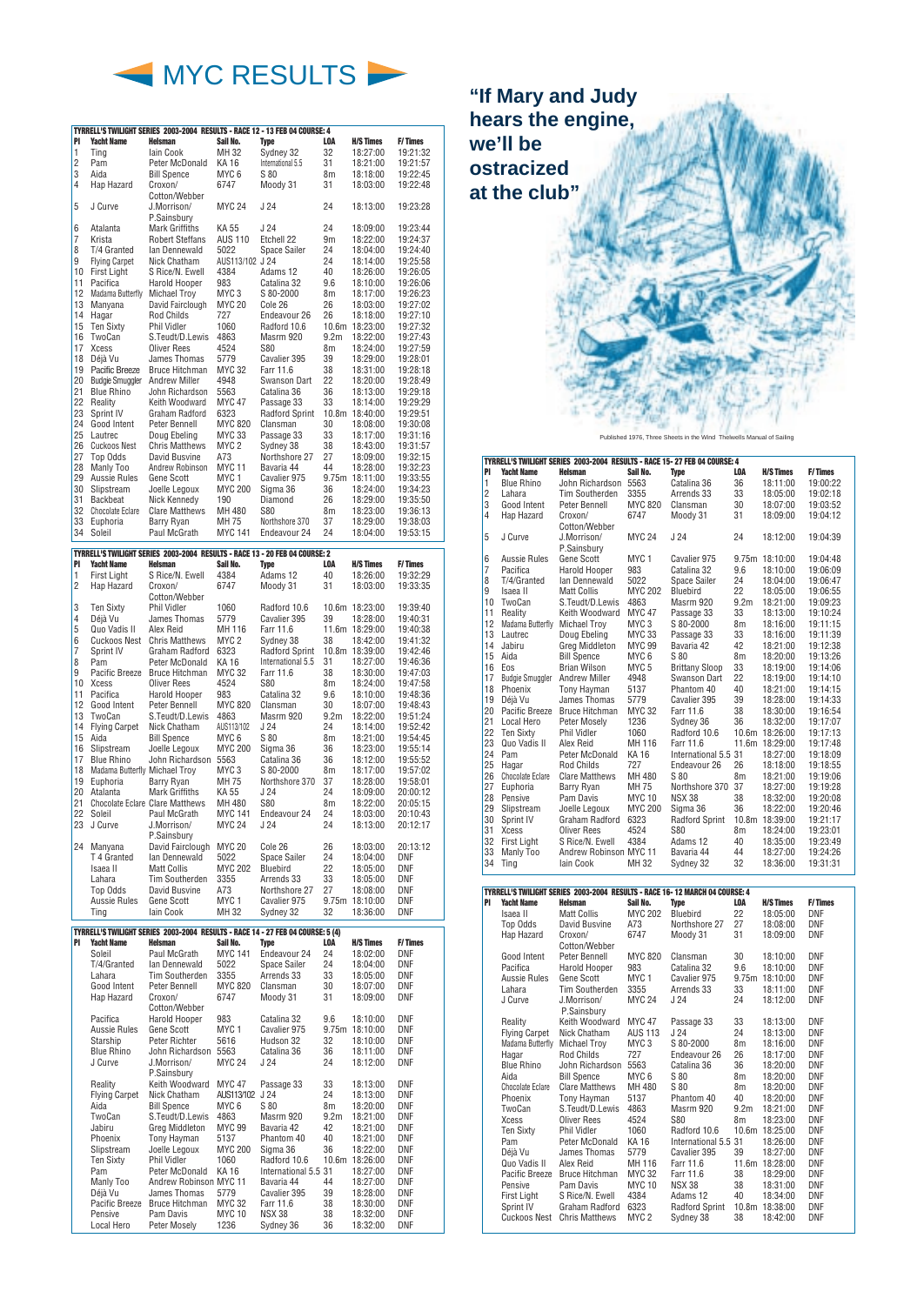# MYC RESULTS

**TYRRELL'S TWILIGHT SERIES 2003-2004 RESULTS - RACE 12 - 13 FEB 04 COURSE: 4**

| Pl | Yacht Name | Helsman | Sail No. | Type | LOA | H/S Times | F/ Times |
|---|---|---|---|---|---|---|---|
| 1 | Ting | Iain Cook | MH 32 | Sydney 32 | 32 | 18:27:00 | 19:21:32 |
| 2 | Pam | Peter McDonald | KA 16 | International 5.5 | 31 | 18:21:00 | 19:21:57 |
| 3 | Aida | Bill Spence | MYC 6 | S 80 | 8m | 18:18:00 | 19:22:45 |
| 4 | Hap Hazard | Croxon/ Cotton/Webber | 6747 | Moody 31 | 31 | 18:03:00 | 19:22:48 |
| 5 | J Curve | J.Morrison/ P.Sainsbury | MYC 24 | J 24 | 24 | 18:13:00 | 19:23:28 |
| 6 | Atalanta | Mark Griffiths | KA 55 | J 24 | 24 | 18:09:00 | 19:23:44 |
| 7 | Krista | Robert Steffans | AUS 110 | Etchell 22 | 9m | 18:22:00 | 19:24:37 |
| 8 | T/4 Granted | Ian Dennewald | 5022 | Space Sailer | 24 | 18:04:00 | 19:24:40 |
| 9 | Flying Carpet | Nick Chatham | AUS113/102 | J 24 | 24 | 18:14:00 | 19:25:58 |
| 10 | First Light | S Rice/N. Ewell | 4384 | Adams 12 | 40 | 18:26:00 | 19:26:05 |
| 11 | Pacifica | Harold Hooper | 983 | Catalina 32 | 9.6 | 18:10:00 | 19:26:06 |
| 12 | Madama Butterfly | Michael Troy | MYC 3 | S 80-2000 | 8m | 18:17:00 | 19:26:23 |
| 13 | Manyana | David Fairclough | MYC 20 | Cole 26 | 26 | 18:03:00 | 19:27:02 |
| 14 | Hagar | Rod Childs | 727 | Endeavour 26 | 26 | 18:18:00 | 19:27:10 |
| 15 | Ten Sixty | Phil Vidler | 1060 | Radford 10.6 | 10.6m | 18:23:00 | 19:27:32 |
| 16 | TwoCan | S.Teudt/D.Lewis | 4863 | Masrm 920 | 9.2m | 18:22:00 | 19:27:43 |
| 17 | Xcess | Oliver Rees | 4524 | S80 | 8m | 18:24:00 | 19:27:59 |
| 18 | Déjà Vu | James Thomas | 5779 | Cavalier 395 | 39 | 18:29:00 | 19:28:01 |
| 19 | Pacific Breeze | Bruce Hitchman | MYC 32 | Farr 11.6 | 38 | 18:31:00 | 19:28:18 |
| 20 | Budgie Smuggler | Andrew Miller | 4948 | Swanson Dart | 22 | 18:20:00 | 19:28:49 |
| 21 | Blue Rhino | John Richardson | 5563 | Catalina 36 | 36 | 18:13:00 | 19:29:18 |
| 22 | Reality | Keith Woodward | MYC 47 | Passage 33 | 33 | 18:14:00 | 19:29:29 |
| 23 | Sprint IV | Graham Radford | 6323 | Radford Sprint | 10.8m | 18:40:00 | 19:29:51 |
| 24 | Good Intent | Peter Bennell | MYC 820 | Clansman | 30 | 18:08:00 | 19:30:08 |
| 25 | Lautrec | Doug Ebeling | MYC 33 | Passage 33 | 33 | 18:17:00 | 19:31:16 |
| 26 | Cuckoos Nest | Chris Matthews | MYC 2 | Sydney 38 | 38 | 18:43:00 | 19:31:57 |
| 27 | Top Odds | David Busvine | A73 | Northshore 27 | 27 | 18:09:00 | 19:32:15 |
| 28 | Manly Too | Andrew Robinson | MYC 11 | Bavaria 44 | 44 | 18:28:00 | 19:32:23 |
| 29 | Aussie Rules | Gene Scott | MYC 1 | Cavalier 975 | 9.75m | 18:11:00 | 19:33:55 |
| 30 | Slipstream | Joelle Legoux | MYC 200 | Sigma 36 | 36 | 18:24:00 | 19:34:23 |
| 31 | Backbeat | Nick Kennedy | 190 | Diamond | 26 | 18:29:00 | 19:35:50 |
| 32 | Chocolate Eclare | Clare Matthews | MH 480 | S80 | 8m | 18:23:00 | 19:36:13 |
| 33 | Euphoria | Barry Ryan | MH 75 | Northshore 370 | 37 | 18:29:00 | 19:38:03 |
| 34 | Soleil | Paul McGrath | MYC 141 | Endeavour 24 | 24 | 18:04:00 | 19:53:15 |

**TYRRELL'S TWILIGHT SERIES 2003-2004 RESULTS - RACE 13 - 20 FEB 04 COURSE: 2**

| Pl | Yacht Name | Helsman | Sail No. | Type | LOA | H/S Times | F/ Times |
|---|---|---|---|---|---|---|---|
| 1 | First Light | S Rice/N. Ewell | 4384 | Adams 12 | 40 | 18:26:00 | 19:32:29 |
| 2 | Hap Hazard | Croxon/ Cotton/Webber | 6747 | Moody 31 | 31 | 18:03:00 | 19:33:35 |
| 3 | Ten Sixty | Phil Vidler | 1060 | Radford 10.6 | 10.6m | 18:23:00 | 19:39:40 |
| 4 | Déjà Vu | James Thomas | 5779 | Cavalier 395 | 39 | 18:28:00 | 19:40:31 |
| 5 | Quo Vadis II | Alex Reid | MH 116 | Farr 11.6 | 11.6m | 18:29:00 | 19:40:38 |
| 6 | Cuckoos Nest | Chris Matthews | MYC 2 | Sydney 38 | 38 | 18:42:00 | 19:41:32 |
| 7 | Sprint IV | Graham Radford | 6323 | Radford Sprint | 10.8m | 18:39:00 | 19:42:46 |
| 8 | Pam | Peter McDonald | KA 16 | International 5.5 | 31 | 18:27:00 | 19:46:36 |
| 9 | Pacific Breeze | Bruce Hitchman | MYC 32 | Farr 11.6 | 38 | 18:30:00 | 19:47:03 |
| 10 | Xcess | Oliver Rees | 4524 | S80 | 8m | 18:24:00 | 19:47:58 |
| 11 | Pacifica | Harold Hooper | 983 | Catalina 32 | 9.6 | 18:10:00 | 19:48:36 |
| 12 | Good Intent | Peter Bennell | MYC 820 | Clansman | 30 | 18:07:00 | 19:48:43 |
| 13 | TwoCan | S.Teudt/D.Lewis | 4863 | Masrm 920 | 9.2m | 18:22:00 | 19:51:24 |
| 14 | Flying Carpet | Nick Chatham | AUS113/102 | J 24 | 24 | 18:14:00 | 19:52:42 |
| 15 | Aida | Bill Spence | MYC 6 | S 80 | 8m | 18:21:00 | 19:54:45 |
| 16 | Slipstream | Joelle Legoux | MYC 200 | Sigma 36 | 36 | 18:23:00 | 19:55:14 |
| 17 | Blue Rhino | John Richardson | 5563 | Catalina 36 | 36 | 18:12:00 | 19:55:52 |
| 18 | Madama Butterfly | Michael Troy | MYC 3 | S 80-2000 | 8m | 18:17:00 | 19:57:02 |
| 19 | Euphoria | Barry Ryan | MH 75 | Northshore 370 | 37 | 18:28:00 | 19:58:01 |
| 20 | Atalanta | Mark Griffiths | KA 55 | J 24 | 24 | 18:09:00 | 20:00:12 |
| 21 | Chocolate Eclare | Clare Matthews | MH 480 | S80 | 8m | 18:22:00 | 20:05:15 |
| 22 | Soleil | Paul McGrath | MYC 141 | Endeavour 24 | 24 | 18:03:00 | 20:10:43 |
| 23 | J Curve | J.Morrison/ P.Sainsbury | MYC 24 | J 24 | 24 | 18:13:00 | 20:12:17 |
| 24 | Manyana | David Fairclough | MYC 20 | Cole 26 | 26 | 18:03:00 | 20:13:12 |
| | T 4 Granted | Ian Dennewald | 5022 | Space Sailer | 24 | 18:04:00 | DNF |
| | Isaea II | Matt Collis | MYC 202 | Bluebird | 22 | 18:05:00 | DNF |
| | Lahara | Tim Southerden | 3355 | Arrends 33 | 33 | 18:05:00 | DNF |
| | Top Odds | David Busvine | A73 | Northshore 27 | 27 | 18:08:00 | DNF |
| | Aussie Rules | Gene Scott | MYC 1 | Cavalier 975 | 9.75m | 18:10:00 | DNF |
| | Ting | Iain Cook | MH 32 | Sydney 32 | 32 | 18:36:00 | DNF |

**TYRRELL'S TWILIGHT SERIES 2003-2004 RESULTS - RACE 14 - 27 FEB 04 COURSE: 5 (4)**

| Pl | Yacht Name | Helsman | Sail No. | Type | LOA | H/S Times | F/ Times |
|---|---|---|---|---|---|---|---|
| | Soleil | Paul McGrath | MYC 141 | Endeavour 24 | 24 | 18:02:00 | DNF |
| | T/4Granted | Ian Dennewald | 5022 | Space Sailer | 24 | 18:04:00 | DNF |
| | Lahara | Tim Southerden | 3355 | Arrends 33 | 33 | 18:05:00 | DNF |
| | Good Intent | Peter Bennell | MYC 820 | Clansman | 30 | 18:07:00 | DNF |
| | Hap Hazard | Croxon/ Cotton/Webber | 6747 | Moody 31 | 31 | 18:09:00 | DNF |
| | Pacifica | Harold Hooper | 983 | Catalina 32 | 9.6 | 18:10:00 | DNF |
| | Aussie Rules | Gene Scott | MYC 1 | Cavalier 975 | 9.75m | 18:10:00 | DNF |
| | Starship | Peter Richter | 5616 | Hudson 32 | 32 | 18:10:00 | DNF |
| | Blue Rhino | John Richardson | 5563 | Catalina 36 | 36 | 18:11:00 | DNF |
| | J Curve | J.Morrison/ P.Sainsbury | MYC 24 | J 24 | 24 | 18:12:00 | DNF |
| | Reality | Keith Woodward | MYC 47 | Passage 33 | 33 | 18:13:00 | DNF |
| | Flying Carpet | Nick Chatham | AUS113/102 | J 24 | 24 | 18:13:00 | DNF |
| | Aida | Bill Spence | MYC 6 | S 80 | 8m | 18:20:00 | DNF |
| | TwoCan | S.Teudt/D.Lewis | 4863 | Masrm 920 | 9.2m | 18:21:00 | DNF |
| | Jabiru | Greg Middleton | MYC 99 | Bavaria 42 | 42 | 18:21:00 | DNF |
| | Phoenix | Tony Hayman | 5137 | Phantom 40 | 40 | 18:21:00 | DNF |
| | Slipstream | Joelle Legoux | MYC 200 | Sigma 36 | 36 | 18:22:00 | DNF |
| | Ten Sixty | Phil Vidler | 1060 | Radford 10.6 | 10.6m | 18:26:00 | DNF |
| | Pam | Peter McDonald | KA 16 | International 5.5 | 31 | 18:27:00 | DNF |
| | Manly Too | Andrew Robinson | MYC 11 | Bavaria 44 | 44 | 18:27:00 | DNF |
| | Déjà Vu | James Thomas | 5779 | Cavalier 395 | 39 | 18:28:00 | DNF |
| | Pacific Breeze | Bruce Hitchman | MYC 32 | Farr 11.6 | 38 | 18:30:00 | DNF |
| | Pensive | Pam Davis | MYC 10 | NSX 38 | 38 | 18:32:00 | DNF |
| | Local Hero | Peter Mosely | 1236 | Sydney 36 | 36 | 18:32:00 | DNF |

**"If Mary and Judy hears the engine, we'll be ostracized at the club"**

Published 1976, Three Sheets in the Wind Thelwells Manual of Sailing

**TYRRELL'S TWILIGHT SERIES 2003-2004 RESULTS - RACE 15- 27 FEB 04 COURSE: 4**

| Pl | Yacht Name | Helsman | Sail No. | Type | LOA | H/S Times | F/ Times |
|---|---|---|---|---|---|---|---|
| 1 | Blue Rhino | John Richardson | 5563 | Catalina 36 | 36 | 18:11:00 | 19:00:22 |
| 2 | Lahara | Tim Southerden | 3355 | Arrends 33 | 33 | 18:05:00 | 19:02:18 |
| 3 | Good Intent | Peter Bennell | MYC 820 | Clansman | 30 | 18:07:00 | 19:03:52 |
| 4 | Hap Hazard | Croxon/ Cotton/Webber | 6747 | Moody 31 | 31 | 18:09:00 | 19:04:12 |
| 5 | J Curve | J.Morrison/ P.Sainsbury | MYC 24 | J 24 | 24 | 18:12:00 | 19:04:39 |
| 6 | Aussie Rules | Gene Scott | MYC 1 | Cavalier 975 | 9.75m | 18:10:00 | 19:04:48 |
| 7 | Pacifica | Harold Hooper | 983 | Catalina 32 | 9.6 | 18:10:00 | 19:06:09 |
| 8 | T/4Granted | Ian Dennewald | 5022 | Space Sailer | 24 | 18:04:00 | 19:06:47 |
| 9 | Isaea II | Matt Collis | MYC 202 | Bluebird | 22 | 18:05:00 | 19:06:55 |
| 10 | TwoCan | S.Teudt/D.Lewis | 4863 | Masrm 920 | 9.2m | 18:21:00 | 19:09:23 |
| 11 | Reality | Keith Woodward | MYC 47 | Passage 33 | 33 | 18:13:00 | 19:10:24 |
| 12 | Madama Butterfly | Michael Troy | MYC 3 | S 80-2000 | 8m | 18:16:00 | 19:11:15 |
| 13 | Lautrec | Doug Ebeling | MYC 33 | Passage 33 | 33 | 18:16:00 | 19:11:39 |
| 14 | Jabiru | Greg Middleton | MYC 99 | Bavaria 42 | 42 | 18:21:00 | 19:12:38 |
| 15 | Aida | Bill Spence | MYC 6 | S 80 | 8m | 18:20:00 | 19:13:26 |
| 16 | Eos | Brian Wilson | MYC 5 | Brittany Sloop | 33 | 18:19:00 | 19:14:06 |
| 17 | Budgie Smuggler | Andrew Miller | 4948 | Swanson Dart | 22 | 18:19:00 | 19:14:10 |
| 18 | Phoenix | Tony Hayman | 5137 | Phantom 40 | 40 | 18:21:00 | 19:14:15 |
| 19 | Déjà Vu | James Thomas | 5779 | Cavalier 395 | 39 | 18:28:00 | 19:14:33 |
| 20 | Pacific Breeze | Bruce Hitchman | MYC 32 | Farr 11.6 | 38 | 18:30:00 | 19:16:54 |
| 21 | Local Hero | Peter Mosely | 1236 | Sydney 36 | 36 | 18:32:00 | 19:17:07 |
| 22 | Ten Sixty | Phil Vidler | 1060 | Radford 10.6 | 10.6m | 18:26:00 | 19:17:13 |
| 23 | Quo Vadis II | Alex Reid | MH 116 | Farr 11.6 | 11.6m | 18:29:00 | 19:17:48 |
| 24 | Pam | Peter McDonald | KA 16 | International 5.5 | 31 | 18:27:00 | 19:18:09 |
| 25 | Hagar | Rod Childs | 727 | Endeavour 26 | 26 | 18:18:00 | 19:18:55 |
| 26 | Chocolate Eclare | Clare Matthews | MH 480 | S 80 | 8m | 18:21:00 | 19:19:06 |
| 27 | Euphoria | Barry Ryan | MH 75 | Northshore 370 | 37 | 18:27:00 | 19:19:28 |
| 28 | Pensive | Pam Davis | MYC 10 | NSX 38 | 38 | 18:32:00 | 19:20:08 |
| 29 | Slipstream | Joelle Legoux | MYC 200 | Sigma 36 | 36 | 18:22:00 | 19:20:46 |
| 30 | Sprint IV | Graham Radford | 6323 | Radford Sprint | 10.8m | 18:39:00 | 19:21:17 |
| 31 | Xcess | Oliver Rees | 4524 | S80 | 8m | 18:24:00 | 19:23:01 |
| 32 | First Light | S Rice/N. Ewell | 4384 | Adams 12 | 40 | 18:35:00 | 19:23:49 |
| 33 | Manly Too | Andrew Robinson | MYC 11 | Bavaria 44 | 44 | 18:27:00 | 19:24:26 |
| 34 | Ting | Iain Cook | MH 32 | Sydney 32 | 32 | 18:36:00 | 19:31:31 |

**TYRRELL'S TWILIGHT SERIES 2003-2004 RESULTS - RACE 16- 12 MARCH 04 COURSE: 4**

| Pl | Yacht Name | Helsman | Sail No. | Type | LOA | H/S Times | F/ Times |
|---|---|---|---|---|---|---|---|
| | Isaea II | Matt Collis | MYC 202 | Bluebird | 22 | 18:05:00 | DNF |
| | Top Odds | David Busvine | A73 | Northshore 27 | 27 | 18:08:00 | DNF |
| | Hap Hazard | Croxon/ Cotton/Webber | 6747 | Moody 31 | 31 | 18:09:00 | DNF |
| | Good Intent | Peter Bennell | MYC 820 | Clansman | 30 | 18:10:00 | DNF |
| | Pacifica | Harold Hooper | 983 | Catalina 32 | 9.6 | 18:10:00 | DNF |
| | Aussie Rules | Gene Scott | MYC 1 | Cavalier 975 | 9.75m | 18:10:00 | DNF |
| | Lahara | Tim Southerden | 3355 | Arrends 33 | 33 | 18:11:00 | DNF |
| | J Curve | J.Morrison/ P.Sainsbury | MYC 24 | J 24 | 24 | 18:12:00 | DNF |
| | Reality | Keith Woodward | MYC 47 | Passage 33 | 33 | 18:13:00 | DNF |
| | Flying Carpet | Nick Chatham | AUS 113 | J 24 | 24 | 18:13:00 | DNF |
| | Madama Butterfly | Michael Troy | MYC 3 | S 80-2000 | 8m | 18:16:00 | DNF |
| | Hagar | Rod Childs | 727 | Endeavour 26 | 26 | 18:17:00 | DNF |
| | Blue Rhino | John Richardson | 5563 | Catalina 36 | 36 | 18:20:00 | DNF |
| | Aida | Bill Spence | MYC 6 | S 80 | 8m | 18:20:00 | DNF |
| | Chocolate Eclare | Clare Matthews | MH 480 | S 80 | 8m | 18:20:00 | DNF |
| | Phoenix | Tony Hayman | 5137 | Phantom 40 | 40 | 18:20:00 | DNF |
| | TwoCan | S.Teudt/D.Lewis | 4863 | Masrm 920 | 9.2m | 18:21:00 | DNF |
| | Xcess | Oliver Rees | 4524 | S80 | 8m | 18:23:00 | DNF |
| | Ten Sixty | Phil Vidler | 1060 | Radford 10.6 | 10.6m | 18:25:00 | DNF |
| | Pam | Peter McDonald | KA 16 | International 5.5 | 31 | 18:26:00 | DNF |
| | Déjà Vu | James Thomas | 5779 | Cavalier 395 | 39 | 18:27:00 | DNF |
| | Quo Vadis II | Alex Reid | MH 116 | Farr 11.6 | 11.6m | 18:28:00 | DNF |
| | Pacific Breeze | Bruce Hitchman | MYC 32 | Farr 11.6 | 38 | 18:29:00 | DNF |
| | Pensive | Pam Davis | MYC 10 | NSX 38 | 38 | 18:31:00 | DNF |
| | First Light | S Rice/N. Ewell | 4384 | Adams 12 | 40 | 18:34:00 | DNF |
| | Sprint IV | Graham Radford | 6323 | Radford Sprint | 10.8m | 18:38:00 | DNF |
| | Cuckoos Nest | Chris Matthews | MYC 2 | Sydney 38 | 38 | 18:42:00 | DNF |